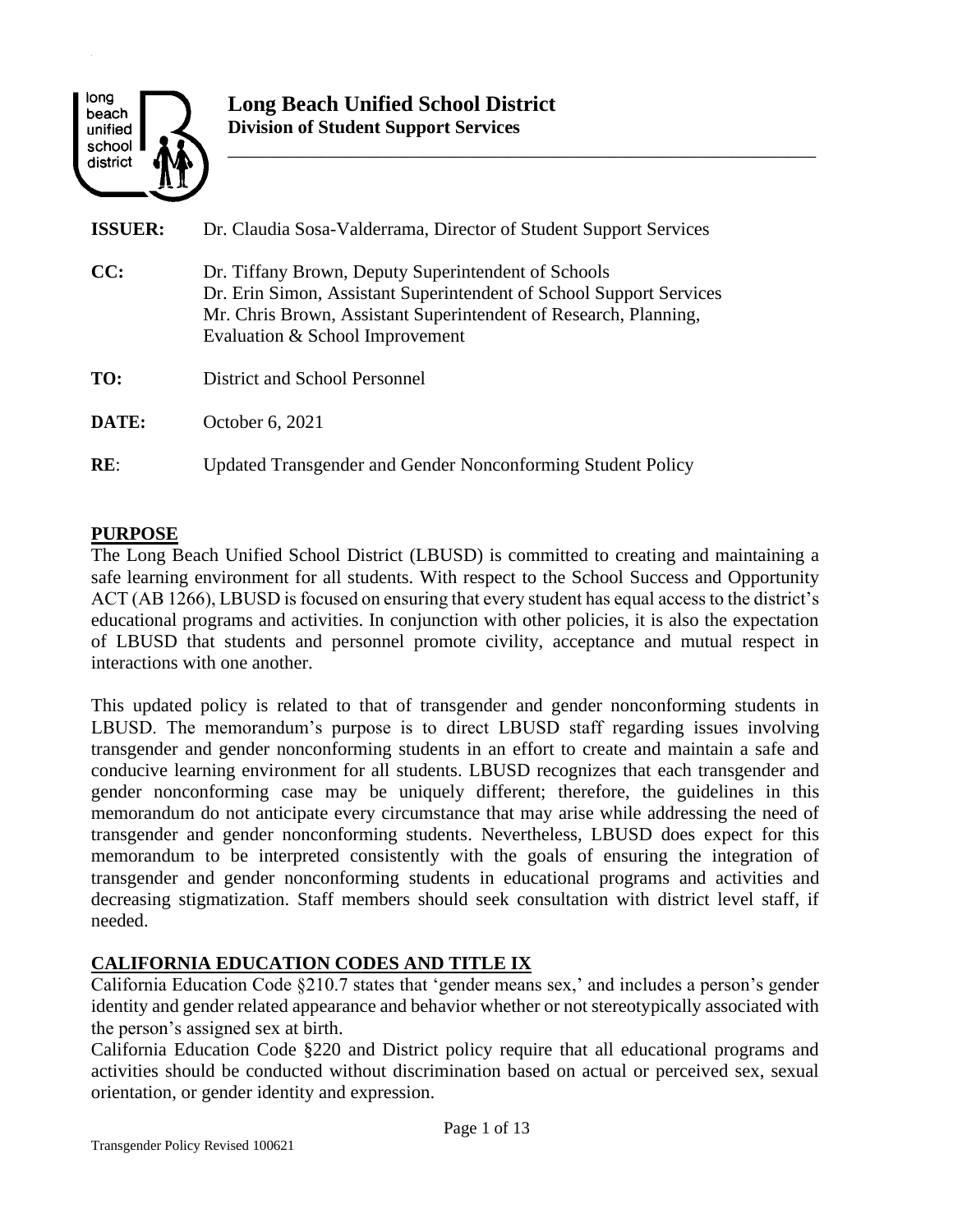# Long Beach Unified School District

**Division of Student Support Services**

| | |
|---|---|
| **ISSUER:** | Dr. Claudia Sosa-Valderrama, Director of Student Support Services |
| **CC:** | Dr. Tiffany Brown, Deputy Superintendent of Schools<br>Dr. Erin Simon, Assistant Superintendent of School Support Services<br>Mr. Chris Brown, Assistant Superintendent of Research, Planning, Evaluation & School Improvement |
| **TO:** | District and School Personnel |
| **DATE:** | October 6, 2021 |
| **RE**: | Updated Transgender and Gender Nonconforming Student Policy |

## PURPOSE

The Long Beach Unified School District (LBUSD) is committed to creating and maintaining a safe learning environment for all students. With respect to the School Success and Opportunity ACT (AB 1266), LBUSD is focused on ensuring that every student has equal access to the district's educational programs and activities. In conjunction with other policies, it is also the expectation of LBUSD that students and personnel promote civility, acceptance and mutual respect in interactions with one another.

This updated policy is related to that of transgender and gender nonconforming students in LBUSD. The memorandum's purpose is to direct LBUSD staff regarding issues involving transgender and gender nonconforming students in an effort to create and maintain a safe and conducive learning environment for all students. LBUSD recognizes that each transgender and gender nonconforming case may be uniquely different; therefore, the guidelines in this memorandum do not anticipate every circumstance that may arise while addressing the need of transgender and gender nonconforming students. Nevertheless, LBUSD does expect for this memorandum to be interpreted consistently with the goals of ensuring the integration of transgender and gender nonconforming students in educational programs and activities and decreasing stigmatization. Staff members should seek consultation with district level staff, if needed.

## CALIFORNIA EDUCATION CODES AND TITLE IX

California Education Code §210.7 states that 'gender means sex,' and includes a person's gender identity and gender related appearance and behavior whether or not stereotypically associated with the person's assigned sex at birth.

California Education Code §220 and District policy require that all educational programs and activities should be conducted without discrimination based on actual or perceived sex, sexual orientation, or gender identity and expression.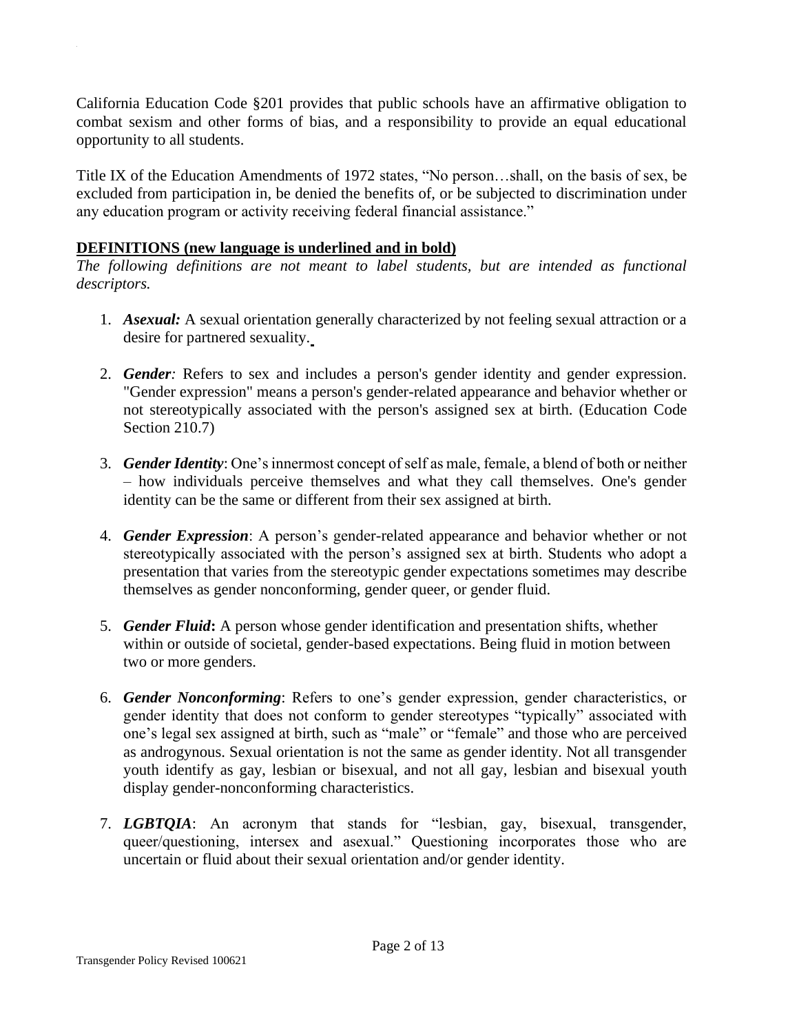California Education Code §201 provides that public schools have an affirmative obligation to combat sexism and other forms of bias, and a responsibility to provide an equal educational opportunity to all students.

Title IX of the Education Amendments of 1972 states, "No person…shall, on the basis of sex, be excluded from participation in, be denied the benefits of, or be subjected to discrimination under any education program or activity receiving federal financial assistance."

**DEFINITIONS (new language is underlined and in bold)**

*The following definitions are not meant to label students, but are intended as functional descriptors.*

1. ***Asexual:*** A sexual orientation generally characterized by not feeling sexual attraction or a desire for partnered sexuality.

2. ***Gender:*** Refers to sex and includes a person's gender identity and gender expression. "Gender expression" means a person's gender-related appearance and behavior whether or not stereotypically associated with the person's assigned sex at birth. (Education Code Section 210.7)

3. ***Gender Identity***: One's innermost concept of self as male, female, a blend of both or neither – how individuals perceive themselves and what they call themselves. One's gender identity can be the same or different from their sex assigned at birth.

4. ***Gender Expression***: A person's gender-related appearance and behavior whether or not stereotypically associated with the person's assigned sex at birth. Students who adopt a presentation that varies from the stereotypic gender expectations sometimes may describe themselves as gender nonconforming, gender queer, or gender fluid.

5. ***Gender Fluid*****:** A person whose gender identification and presentation shifts, whether within or outside of societal, gender-based expectations. Being fluid in motion between two or more genders.

6. ***Gender Nonconforming***: Refers to one's gender expression, gender characteristics, or gender identity that does not conform to gender stereotypes "typically" associated with one's legal sex assigned at birth, such as "male" or "female" and those who are perceived as androgynous. Sexual orientation is not the same as gender identity. Not all transgender youth identify as gay, lesbian or bisexual, and not all gay, lesbian and bisexual youth display gender-nonconforming characteristics.

7. ***LGBTQIA***: An acronym that stands for "lesbian, gay, bisexual, transgender, queer/questioning, intersex and asexual." Questioning incorporates those who are uncertain or fluid about their sexual orientation and/or gender identity.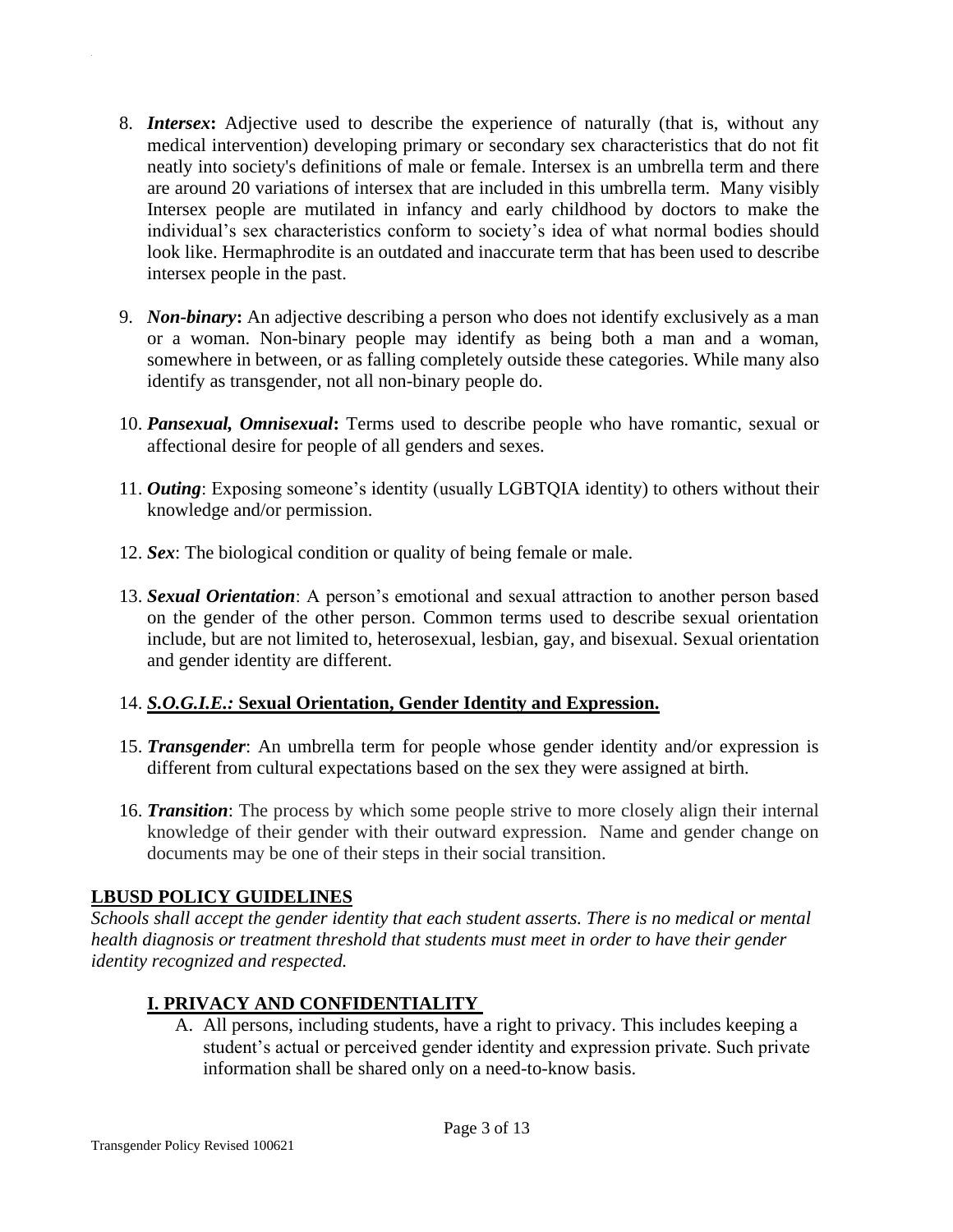8. ***Intersex*:** Adjective used to describe the experience of naturally (that is, without any medical intervention) developing primary or secondary sex characteristics that do not fit neatly into society's definitions of male or female. Intersex is an umbrella term and there are around 20 variations of intersex that are included in this umbrella term. Many visibly Intersex people are mutilated in infancy and early childhood by doctors to make the individual's sex characteristics conform to society's idea of what normal bodies should look like. Hermaphrodite is an outdated and inaccurate term that has been used to describe intersex people in the past.

9. ***Non-binary*:** An adjective describing a person who does not identify exclusively as a man or a woman. Non-binary people may identify as being both a man and a woman, somewhere in between, or as falling completely outside these categories. While many also identify as transgender, not all non-binary people do.

10. ***Pansexual, Omnisexual*:** Terms used to describe people who have romantic, sexual or affectional desire for people of all genders and sexes.

11. ***Outing***: Exposing someone's identity (usually LGBTQIA identity) to others without their knowledge and/or permission.

12. ***Sex***: The biological condition or quality of being female or male.

13. ***Sexual Orientation***: A person's emotional and sexual attraction to another person based on the gender of the other person. Common terms used to describe sexual orientation include, but are not limited to, heterosexual, lesbian, gay, and bisexual. Sexual orientation and gender identity are different.

14. ***S.O.G.I.E.:* Sexual Orientation, Gender Identity and Expression.**

15. ***Transgender***: An umbrella term for people whose gender identity and/or expression is different from cultural expectations based on the sex they were assigned at birth.

16. ***Transition***: The process by which some people strive to more closely align their internal knowledge of their gender with their outward expression. Name and gender change on documents may be one of their steps in their social transition.

## LBUSD POLICY GUIDELINES

*Schools shall accept the gender identity that each student asserts. There is no medical or mental health diagnosis or treatment threshold that students must meet in order to have their gender identity recognized and respected.*

### I. PRIVACY AND CONFIDENTIALITY

A. All persons, including students, have a right to privacy. This includes keeping a student's actual or perceived gender identity and expression private. Such private information shall be shared only on a need-to-know basis.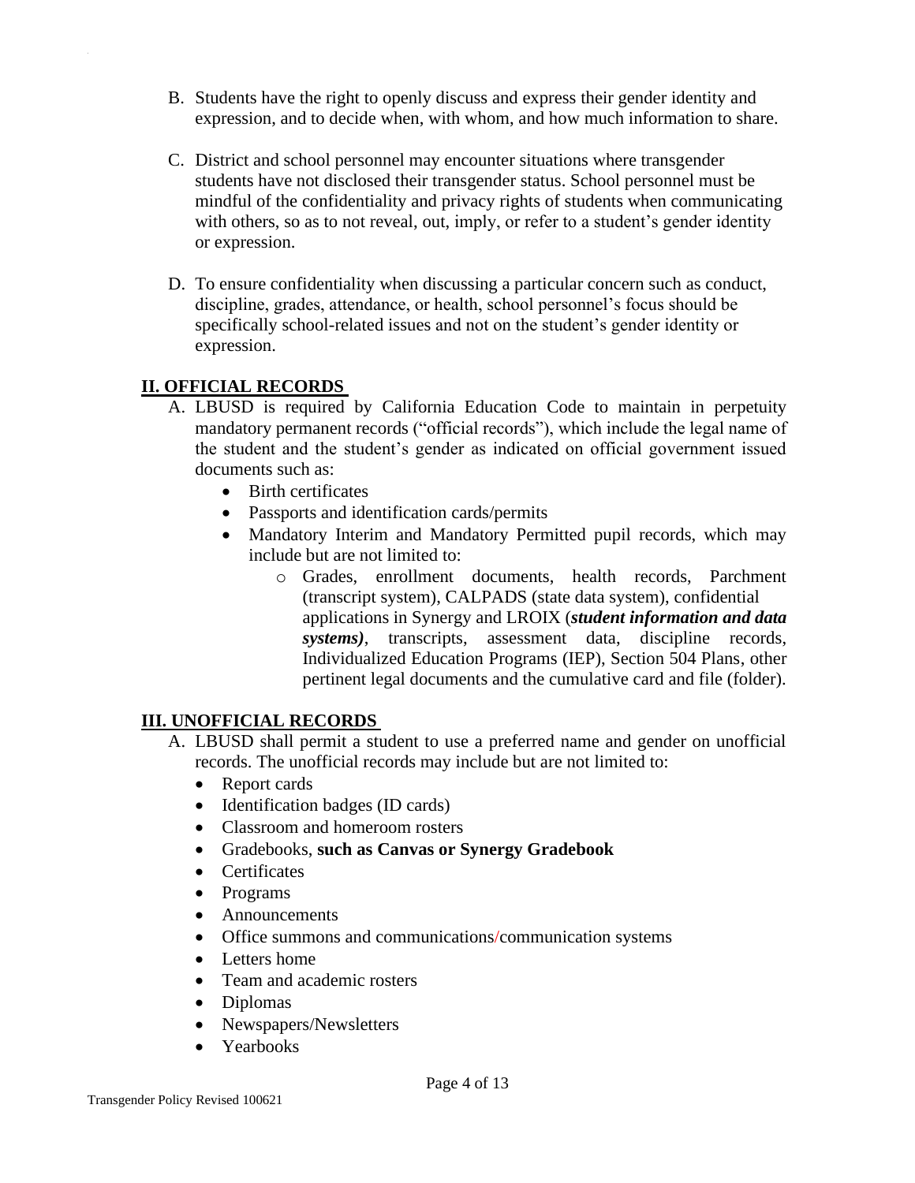B. Students have the right to openly discuss and express their gender identity and expression, and to decide when, with whom, and how much information to share.

C. District and school personnel may encounter situations where transgender students have not disclosed their transgender status. School personnel must be mindful of the confidentiality and privacy rights of students when communicating with others, so as to not reveal, out, imply, or refer to a student's gender identity or expression.

D. To ensure confidentiality when discussing a particular concern such as conduct, discipline, grades, attendance, or health, school personnel's focus should be specifically school-related issues and not on the student's gender identity or expression.

## II. OFFICIAL RECORDS

A. LBUSD is required by California Education Code to maintain in perpetuity mandatory permanent records ("official records"), which include the legal name of the student and the student's gender as indicated on official government issued documents such as:
   - Birth certificates
   - Passports and identification cards/permits
   - Mandatory Interim and Mandatory Permitted pupil records, which may include but are not limited to:
     - Grades, enrollment documents, health records, Parchment (transcript system), CALPADS (state data system), confidential applications in Synergy and LROIX (***student information and data systems)***, transcripts, assessment data, discipline records, Individualized Education Programs (IEP), Section 504 Plans, other pertinent legal documents and the cumulative card and file (folder).

## III. UNOFFICIAL RECORDS

A. LBUSD shall permit a student to use a preferred name and gender on unofficial records. The unofficial records may include but are not limited to:
   - Report cards
   - Identification badges (ID cards)
   - Classroom and homeroom rosters
   - Gradebooks, **such as Canvas or Synergy Gradebook**
   - Certificates
   - Programs
   - Announcements
   - Office summons and communications/communication systems
   - Letters home
   - Team and academic rosters
   - Diplomas
   - Newspapers/Newsletters
   - Yearbooks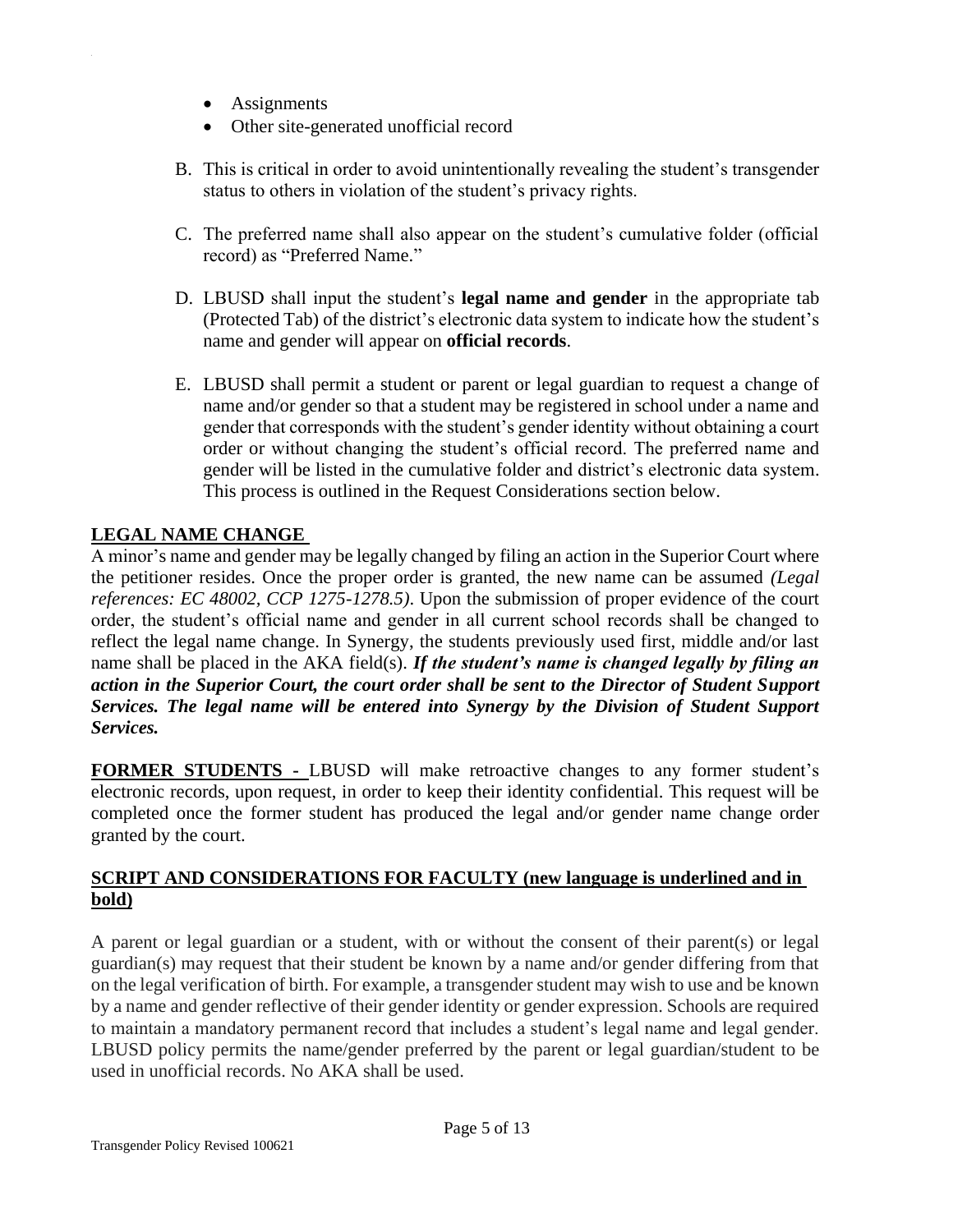- Assignments
- Other site-generated unofficial record

B. This is critical in order to avoid unintentionally revealing the student's transgender status to others in violation of the student's privacy rights.

C. The preferred name shall also appear on the student's cumulative folder (official record) as "Preferred Name."

D. LBUSD shall input the student's **legal name and gender** in the appropriate tab (Protected Tab) of the district's electronic data system to indicate how the student's name and gender will appear on **official records**.

E. LBUSD shall permit a student or parent or legal guardian to request a change of name and/or gender so that a student may be registered in school under a name and gender that corresponds with the student's gender identity without obtaining a court order or without changing the student's official record. The preferred name and gender will be listed in the cumulative folder and district's electronic data system. This process is outlined in the Request Considerations section below.

## LEGAL NAME CHANGE

A minor's name and gender may be legally changed by filing an action in the Superior Court where the petitioner resides. Once the proper order is granted, the new name can be assumed *(Legal references: EC 48002, CCP 1275-1278.5)*. Upon the submission of proper evidence of the court order, the student's official name and gender in all current school records shall be changed to reflect the legal name change. In Synergy, the students previously used first, middle and/or last name shall be placed in the AKA field(s). ***If the student's name is changed legally by filing an action in the Superior Court, the court order shall be sent to the Director of Student Support Services. The legal name will be entered into Synergy by the Division of Student Support Services.***

**FORMER STUDENTS -** LBUSD will make retroactive changes to any former student's electronic records, upon request, in order to keep their identity confidential. This request will be completed once the former student has produced the legal and/or gender name change order granted by the court.

## SCRIPT AND CONSIDERATIONS FOR FACULTY (new language is underlined and in bold)

A parent or legal guardian or a student, with or without the consent of their parent(s) or legal guardian(s) may request that their student be known by a name and/or gender differing from that on the legal verification of birth. For example, a transgender student may wish to use and be known by a name and gender reflective of their gender identity or gender expression. Schools are required to maintain a mandatory permanent record that includes a student's legal name and legal gender. LBUSD policy permits the name/gender preferred by the parent or legal guardian/student to be used in unofficial records. No AKA shall be used.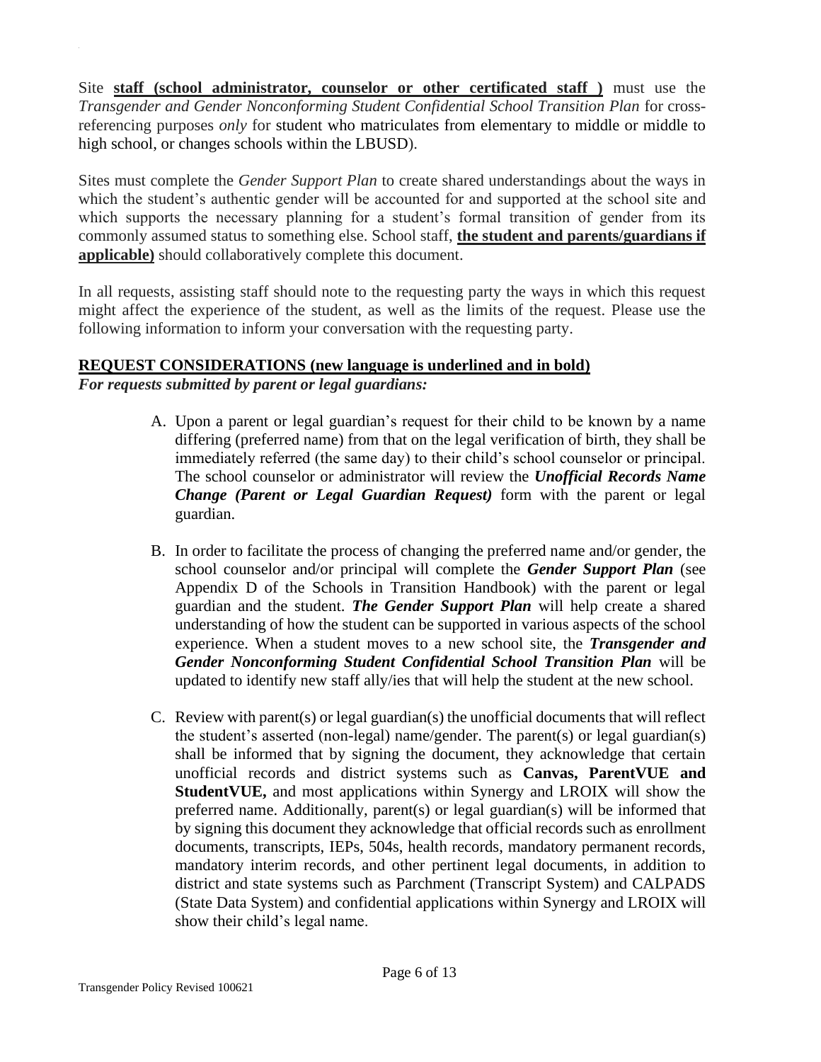Site **staff (school administrator, counselor or other certificated staff )** must use the *Transgender and Gender Nonconforming Student Confidential School Transition Plan* for cross-referencing purposes *only* for student who matriculates from elementary to middle or middle to high school, or changes schools within the LBUSD).

Sites must complete the *Gender Support Plan* to create shared understandings about the ways in which the student's authentic gender will be accounted for and supported at the school site and which supports the necessary planning for a student's formal transition of gender from its commonly assumed status to something else. School staff, **the student and parents/guardians if applicable)** should collaboratively complete this document.

In all requests, assisting staff should note to the requesting party the ways in which this request might affect the experience of the student, as well as the limits of the request. Please use the following information to inform your conversation with the requesting party.

**REQUEST CONSIDERATIONS (new language is underlined and in bold)**

***For requests submitted by parent or legal guardians:***

A. Upon a parent or legal guardian's request for their child to be known by a name differing (preferred name) from that on the legal verification of birth, they shall be immediately referred (the same day) to their child's school counselor or principal. The school counselor or administrator will review the ***Unofficial Records Name Change (Parent or Legal Guardian Request)*** form with the parent or legal guardian.

B. In order to facilitate the process of changing the preferred name and/or gender, the school counselor and/or principal will complete the ***Gender Support Plan*** (see Appendix D of the Schools in Transition Handbook) with the parent or legal guardian and the student. ***The Gender Support Plan*** will help create a shared understanding of how the student can be supported in various aspects of the school experience. When a student moves to a new school site, the ***Transgender and Gender Nonconforming Student Confidential School Transition Plan*** will be updated to identify new staff ally/ies that will help the student at the new school.

C. Review with parent(s) or legal guardian(s) the unofficial documents that will reflect the student's asserted (non-legal) name/gender. The parent(s) or legal guardian(s) shall be informed that by signing the document, they acknowledge that certain unofficial records and district systems such as **Canvas, ParentVUE and StudentVUE,** and most applications within Synergy and LROIX will show the preferred name. Additionally, parent(s) or legal guardian(s) will be informed that by signing this document they acknowledge that official records such as enrollment documents, transcripts, IEPs, 504s, health records, mandatory permanent records, mandatory interim records, and other pertinent legal documents, in addition to district and state systems such as Parchment (Transcript System) and CALPADS (State Data System) and confidential applications within Synergy and LROIX will show their child's legal name.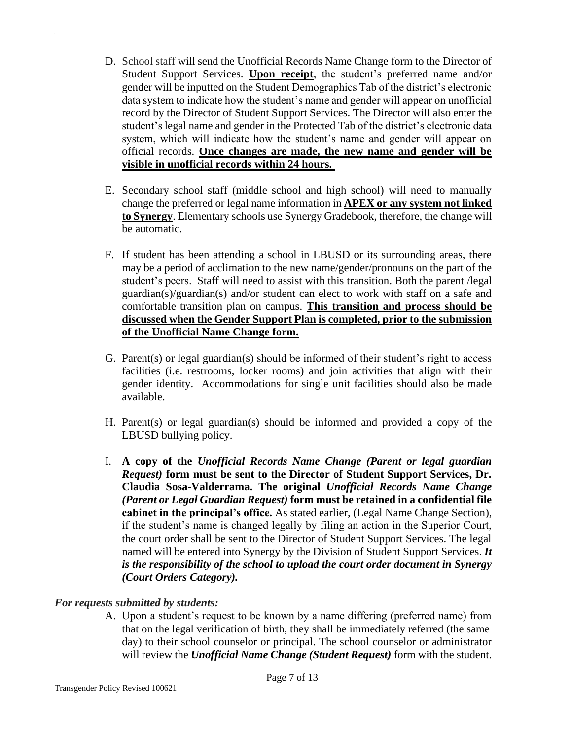D. School staff will send the Unofficial Records Name Change form to the Director of Student Support Services. **<u>Upon receipt</u>**, the student's preferred name and/or gender will be inputted on the Student Demographics Tab of the district's electronic data system to indicate how the student's name and gender will appear on unofficial record by the Director of Student Support Services. The Director will also enter the student's legal name and gender in the Protected Tab of the district's electronic data system, which will indicate how the student's name and gender will appear on official records. **<u>Once changes are made, the new name and gender will be visible in unofficial records within 24 hours.</u>**

E. Secondary school staff (middle school and high school) will need to manually change the preferred or legal name information in **<u>APEX or any system not linked to Synergy</u>**. Elementary schools use Synergy Gradebook, therefore, the change will be automatic.

F. If student has been attending a school in LBUSD or its surrounding areas, there may be a period of acclimation to the new name/gender/pronouns on the part of the student's peers. Staff will need to assist with this transition. Both the parent /legal guardian(s)/guardian(s) and/or student can elect to work with staff on a safe and comfortable transition plan on campus. **<u>This transition and process should be discussed when the Gender Support Plan is completed, prior to the submission of the Unofficial Name Change form.</u>**

G. Parent(s) or legal guardian(s) should be informed of their student's right to access facilities (i.e. restrooms, locker rooms) and join activities that align with their gender identity. Accommodations for single unit facilities should also be made available.

H. Parent(s) or legal guardian(s) should be informed and provided a copy of the LBUSD bullying policy.

I. **A copy of the *Unofficial Records Name Change (Parent or legal guardian Request)* form must be sent to the Director of Student Support Services, Dr. Claudia Sosa-Valderrama. The original *Unofficial Records Name Change (Parent or Legal Guardian Request)* form must be retained in a confidential file cabinet in the principal's office.** As stated earlier, (Legal Name Change Section), if the student's name is changed legally by filing an action in the Superior Court, the court order shall be sent to the Director of Student Support Services. The legal named will be entered into Synergy by the Division of Student Support Services. ***It is the responsibility of the school to upload the court order document in Synergy (Court Orders Category).***

***For requests submitted by students:***

A. Upon a student's request to be known by a name differing (preferred name) from that on the legal verification of birth, they shall be immediately referred (the same day) to their school counselor or principal. The school counselor or administrator will review the ***Unofficial Name Change (Student Request)*** form with the student.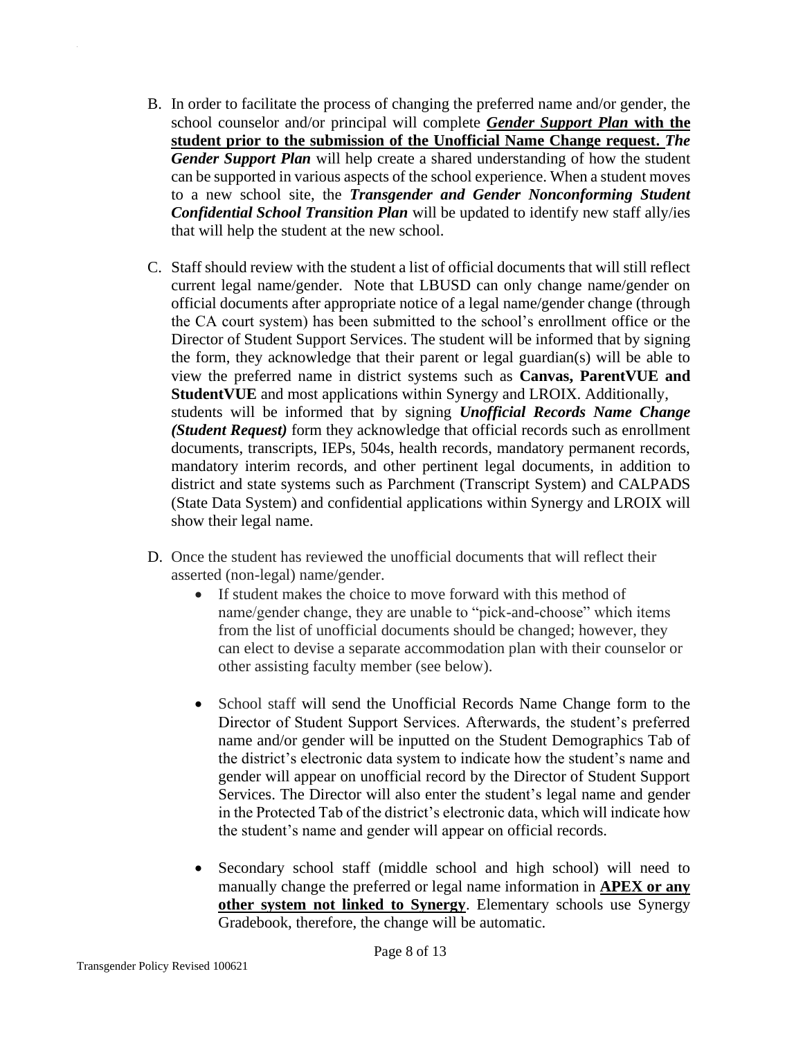B. In order to facilitate the process of changing the preferred name and/or gender, the school counselor and/or principal will complete ***Gender Support Plan* with the student prior to the submission of the Unofficial Name Change request.** ***The Gender Support Plan*** will help create a shared understanding of how the student can be supported in various aspects of the school experience. When a student moves to a new school site, the ***Transgender and Gender Nonconforming Student Confidential School Transition Plan*** will be updated to identify new staff ally/ies that will help the student at the new school.

C. Staff should review with the student a list of official documents that will still reflect current legal name/gender. Note that LBUSD can only change name/gender on official documents after appropriate notice of a legal name/gender change (through the CA court system) has been submitted to the school's enrollment office or the Director of Student Support Services. The student will be informed that by signing the form, they acknowledge that their parent or legal guardian(s) will be able to view the preferred name in district systems such as **Canvas, ParentVUE and StudentVUE** and most applications within Synergy and LROIX. Additionally, students will be informed that by signing ***Unofficial Records Name Change (Student Request)*** form they acknowledge that official records such as enrollment documents, transcripts, IEPs, 504s, health records, mandatory permanent records, mandatory interim records, and other pertinent legal documents, in addition to district and state systems such as Parchment (Transcript System) and CALPADS (State Data System) and confidential applications within Synergy and LROIX will show their legal name.

D. Once the student has reviewed the unofficial documents that will reflect their asserted (non-legal) name/gender.
   - If student makes the choice to move forward with this method of name/gender change, they are unable to "pick-and-choose" which items from the list of unofficial documents should be changed; however, they can elect to devise a separate accommodation plan with their counselor or other assisting faculty member (see below).
   - School staff will send the Unofficial Records Name Change form to the Director of Student Support Services. Afterwards, the student's preferred name and/or gender will be inputted on the Student Demographics Tab of the district's electronic data system to indicate how the student's name and gender will appear on unofficial record by the Director of Student Support Services. The Director will also enter the student's legal name and gender in the Protected Tab of the district's electronic data, which will indicate how the student's name and gender will appear on official records.
   - Secondary school staff (middle school and high school) will need to manually change the preferred or legal name information in **APEX or any other system not linked to Synergy**. Elementary schools use Synergy Gradebook, therefore, the change will be automatic.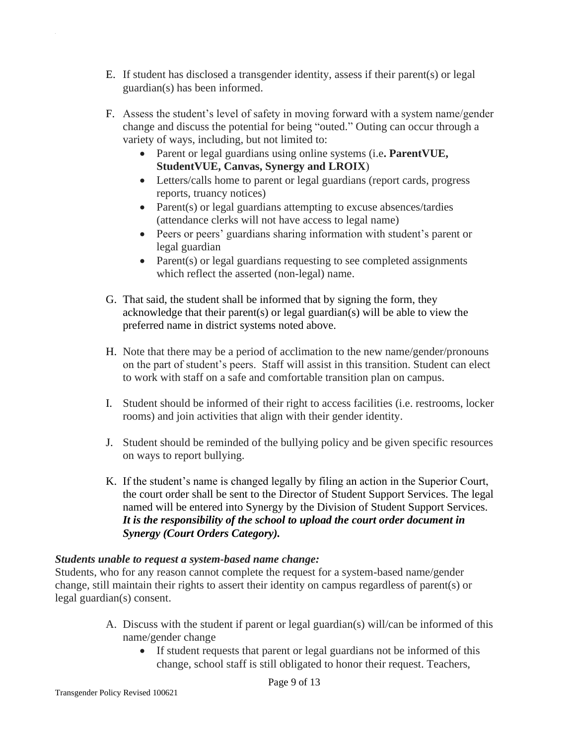E. If student has disclosed a transgender identity, assess if their parent(s) or legal guardian(s) has been informed.

F. Assess the student's level of safety in moving forward with a system name/gender change and discuss the potential for being "outed." Outing can occur through a variety of ways, including, but not limited to:
   - Parent or legal guardians using online systems (i.e**. ParentVUE, StudentVUE, Canvas, Synergy and LROIX**)
   - Letters/calls home to parent or legal guardians (report cards, progress reports, truancy notices)
   - Parent(s) or legal guardians attempting to excuse absences/tardies (attendance clerks will not have access to legal name)
   - Peers or peers' guardians sharing information with student's parent or legal guardian
   - Parent(s) or legal guardians requesting to see completed assignments which reflect the asserted (non-legal) name.

G. That said, the student shall be informed that by signing the form, they acknowledge that their parent(s) or legal guardian(s) will be able to view the preferred name in district systems noted above.

H. Note that there may be a period of acclimation to the new name/gender/pronouns on the part of student's peers. Staff will assist in this transition. Student can elect to work with staff on a safe and comfortable transition plan on campus.

I. Student should be informed of their right to access facilities (i.e. restrooms, locker rooms) and join activities that align with their gender identity.

J. Student should be reminded of the bullying policy and be given specific resources on ways to report bullying.

K. If the student's name is changed legally by filing an action in the Superior Court, the court order shall be sent to the Director of Student Support Services. The legal named will be entered into Synergy by the Division of Student Support Services. ***It is the responsibility of the school to upload the court order document in Synergy (Court Orders Category).***

***Students unable to request a system-based name change:***

Students, who for any reason cannot complete the request for a system-based name/gender change, still maintain their rights to assert their identity on campus regardless of parent(s) or legal guardian(s) consent.

A. Discuss with the student if parent or legal guardian(s) will/can be informed of this name/gender change
   - If student requests that parent or legal guardians not be informed of this change, school staff is still obligated to honor their request. Teachers,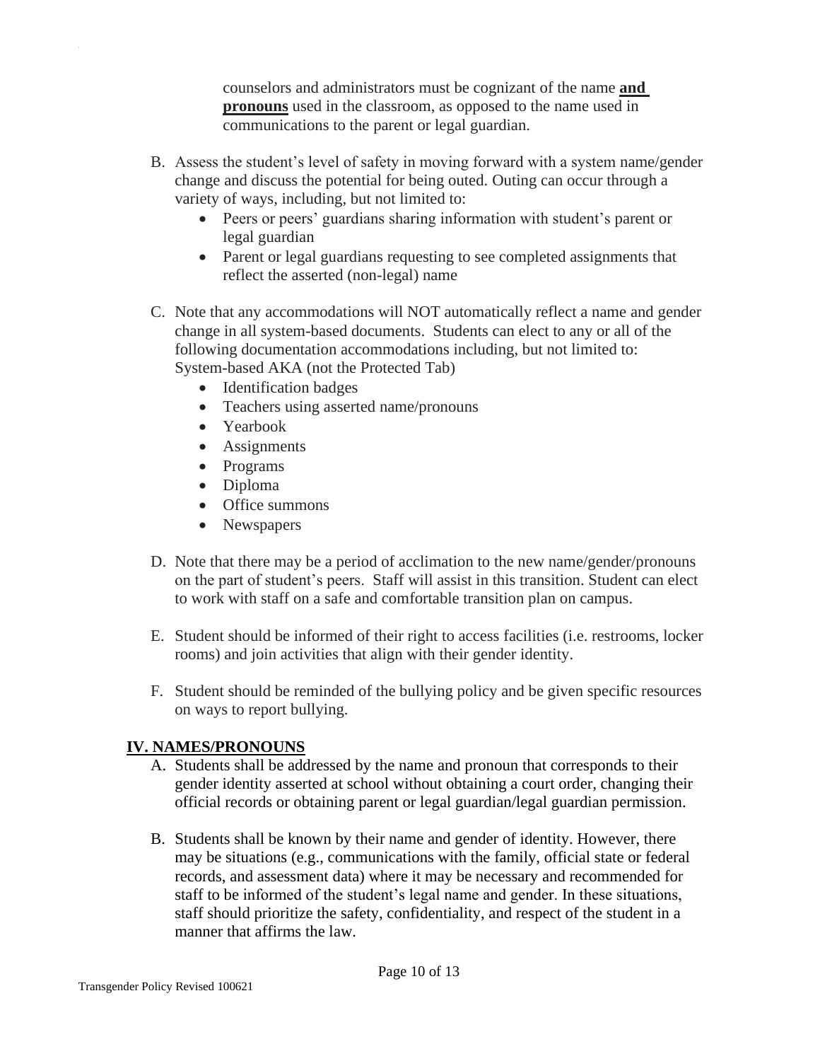counselors and administrators must be cognizant of the name **and pronouns** used in the classroom, as opposed to the name used in communications to the parent or legal guardian.

B. Assess the student's level of safety in moving forward with a system name/gender change and discuss the potential for being outed. Outing can occur through a variety of ways, including, but not limited to:
   - Peers or peers' guardians sharing information with student's parent or legal guardian
   - Parent or legal guardians requesting to see completed assignments that reflect the asserted (non-legal) name

C. Note that any accommodations will NOT automatically reflect a name and gender change in all system-based documents. Students can elect to any or all of the following documentation accommodations including, but not limited to: System-based AKA (not the Protected Tab)
   - Identification badges
   - Teachers using asserted name/pronouns
   - Yearbook
   - Assignments
   - Programs
   - Diploma
   - Office summons
   - Newspapers

D. Note that there may be a period of acclimation to the new name/gender/pronouns on the part of student's peers. Staff will assist in this transition. Student can elect to work with staff on a safe and comfortable transition plan on campus.

E. Student should be informed of their right to access facilities (i.e. restrooms, locker rooms) and join activities that align with their gender identity.

F. Student should be reminded of the bullying policy and be given specific resources on ways to report bullying.

## IV. NAMES/PRONOUNS

A. Students shall be addressed by the name and pronoun that corresponds to their gender identity asserted at school without obtaining a court order, changing their official records or obtaining parent or legal guardian/legal guardian permission.

B. Students shall be known by their name and gender of identity. However, there may be situations (e.g., communications with the family, official state or federal records, and assessment data) where it may be necessary and recommended for staff to be informed of the student's legal name and gender. In these situations, staff should prioritize the safety, confidentiality, and respect of the student in a manner that affirms the law.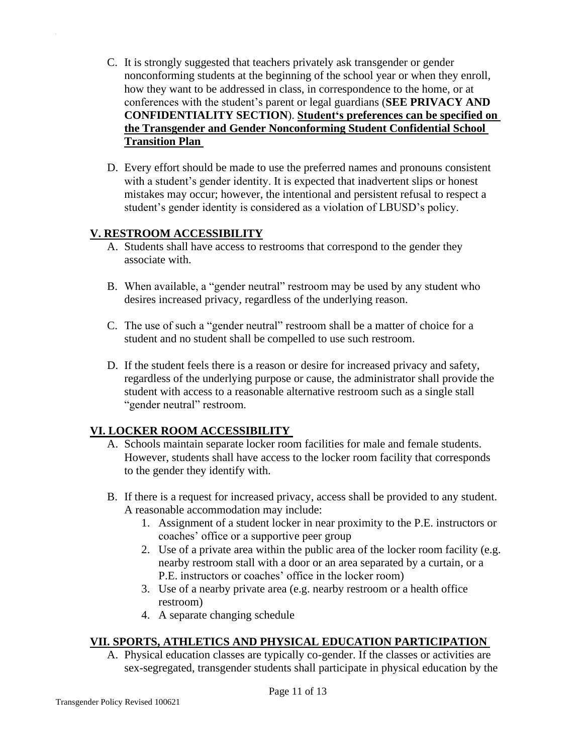C. It is strongly suggested that teachers privately ask transgender or gender nonconforming students at the beginning of the school year or when they enroll, how they want to be addressed in class, in correspondence to the home, or at conferences with the student's parent or legal guardians (**SEE PRIVACY AND CONFIDENTIALITY SECTION**). **Student's preferences can be specified on the Transgender and Gender Nonconforming Student Confidential School Transition Plan**

D. Every effort should be made to use the preferred names and pronouns consistent with a student's gender identity. It is expected that inadvertent slips or honest mistakes may occur; however, the intentional and persistent refusal to respect a student's gender identity is considered as a violation of LBUSD's policy.

## V. RESTROOM ACCESSIBILITY

A. Students shall have access to restrooms that correspond to the gender they associate with.

B. When available, a "gender neutral" restroom may be used by any student who desires increased privacy, regardless of the underlying reason.

C. The use of such a "gender neutral" restroom shall be a matter of choice for a student and no student shall be compelled to use such restroom.

D. If the student feels there is a reason or desire for increased privacy and safety, regardless of the underlying purpose or cause, the administrator shall provide the student with access to a reasonable alternative restroom such as a single stall "gender neutral" restroom.

## VI. LOCKER ROOM ACCESSIBILITY

A. Schools maintain separate locker room facilities for male and female students. However, students shall have access to the locker room facility that corresponds to the gender they identify with.

B. If there is a request for increased privacy, access shall be provided to any student. A reasonable accommodation may include:
   1. Assignment of a student locker in near proximity to the P.E. instructors or coaches' office or a supportive peer group
   2. Use of a private area within the public area of the locker room facility (e.g. nearby restroom stall with a door or an area separated by a curtain, or a P.E. instructors or coaches' office in the locker room)
   3. Use of a nearby private area (e.g. nearby restroom or a health office restroom)
   4. A separate changing schedule

## VII. SPORTS, ATHLETICS AND PHYSICAL EDUCATION PARTICIPATION

A. Physical education classes are typically co-gender. If the classes or activities are sex-segregated, transgender students shall participate in physical education by the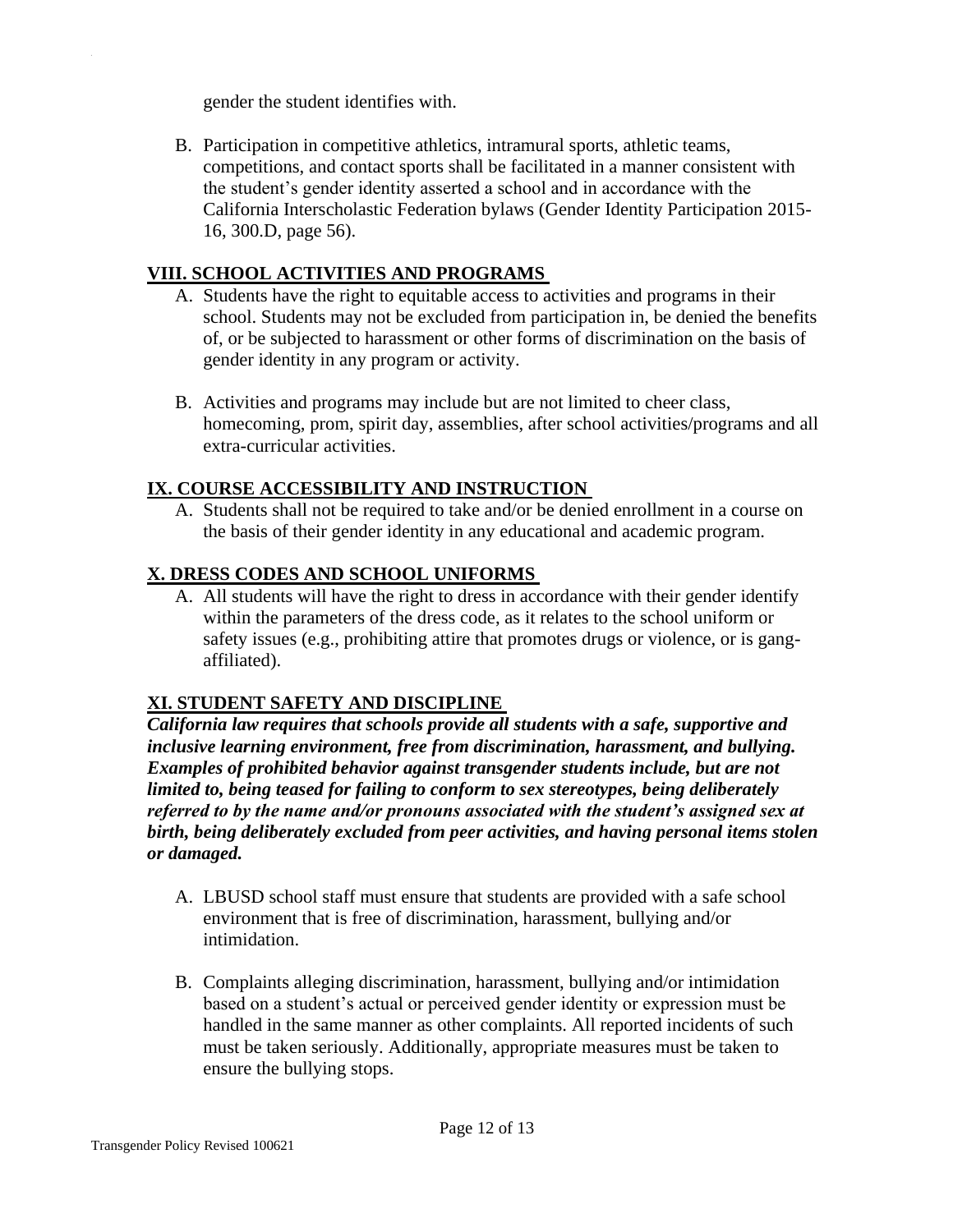gender the student identifies with.

B. Participation in competitive athletics, intramural sports, athletic teams, competitions, and contact sports shall be facilitated in a manner consistent with the student's gender identity asserted a school and in accordance with the California Interscholastic Federation bylaws (Gender Identity Participation 2015-16, 300.D, page 56).

## VIII. SCHOOL ACTIVITIES AND PROGRAMS

A. Students have the right to equitable access to activities and programs in their school. Students may not be excluded from participation in, be denied the benefits of, or be subjected to harassment or other forms of discrimination on the basis of gender identity in any program or activity.

B. Activities and programs may include but are not limited to cheer class, homecoming, prom, spirit day, assemblies, after school activities/programs and all extra-curricular activities.

## IX. COURSE ACCESSIBILITY AND INSTRUCTION

A. Students shall not be required to take and/or be denied enrollment in a course on the basis of their gender identity in any educational and academic program.

## X. DRESS CODES AND SCHOOL UNIFORMS

A. All students will have the right to dress in accordance with their gender identify within the parameters of the dress code, as it relates to the school uniform or safety issues (e.g., prohibiting attire that promotes drugs or violence, or is gang-affiliated).

## XI. STUDENT SAFETY AND DISCIPLINE

***California law requires that schools provide all students with a safe, supportive and inclusive learning environment, free from discrimination, harassment, and bullying. Examples of prohibited behavior against transgender students include, but are not limited to, being teased for failing to conform to sex stereotypes, being deliberately referred to by the name and/or pronouns associated with the student's assigned sex at birth, being deliberately excluded from peer activities, and having personal items stolen or damaged.***

A. LBUSD school staff must ensure that students are provided with a safe school environment that is free of discrimination, harassment, bullying and/or intimidation.

B. Complaints alleging discrimination, harassment, bullying and/or intimidation based on a student's actual or perceived gender identity or expression must be handled in the same manner as other complaints. All reported incidents of such must be taken seriously. Additionally, appropriate measures must be taken to ensure the bullying stops.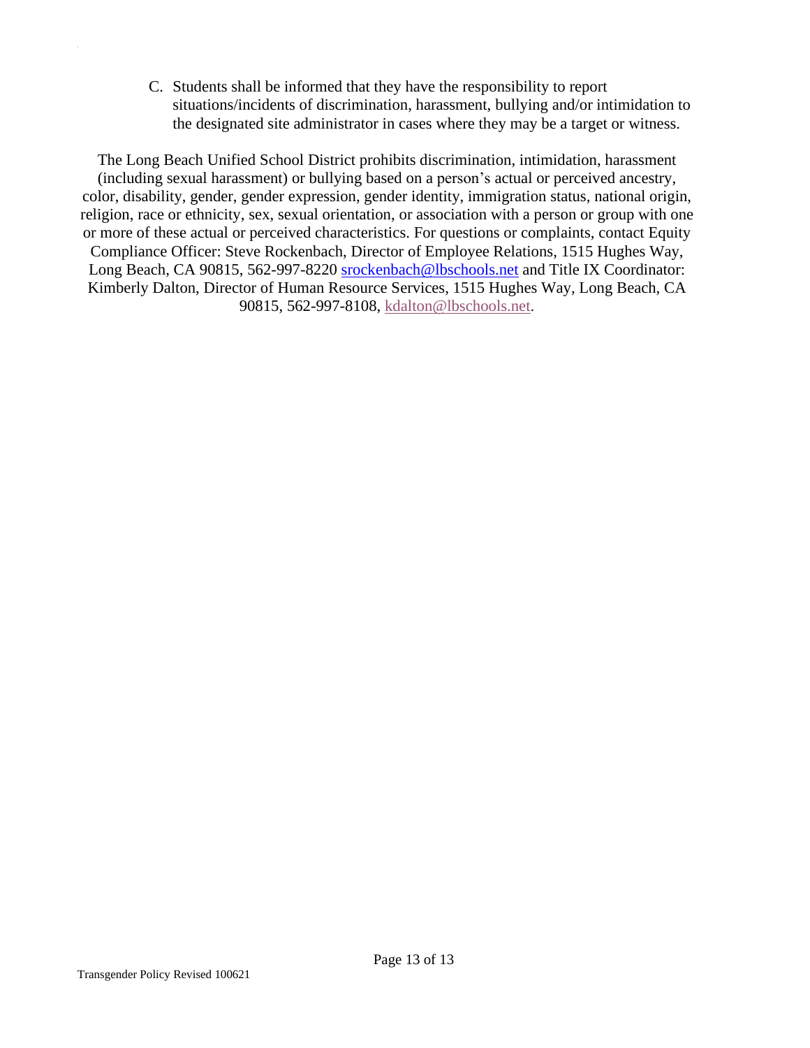C. Students shall be informed that they have the responsibility to report situations/incidents of discrimination, harassment, bullying and/or intimidation to the designated site administrator in cases where they may be a target or witness.

The Long Beach Unified School District prohibits discrimination, intimidation, harassment (including sexual harassment) or bullying based on a person's actual or perceived ancestry, color, disability, gender, gender expression, gender identity, immigration status, national origin, religion, race or ethnicity, sex, sexual orientation, or association with a person or group with one or more of these actual or perceived characteristics. For questions or complaints, contact Equity Compliance Officer: Steve Rockenbach, Director of Employee Relations, 1515 Hughes Way, Long Beach, CA 90815, 562-997-8220 srockenbach@lbschools.net and Title IX Coordinator: Kimberly Dalton, Director of Human Resource Services, 1515 Hughes Way, Long Beach, CA 90815, 562-997-8108, kdalton@lbschools.net.